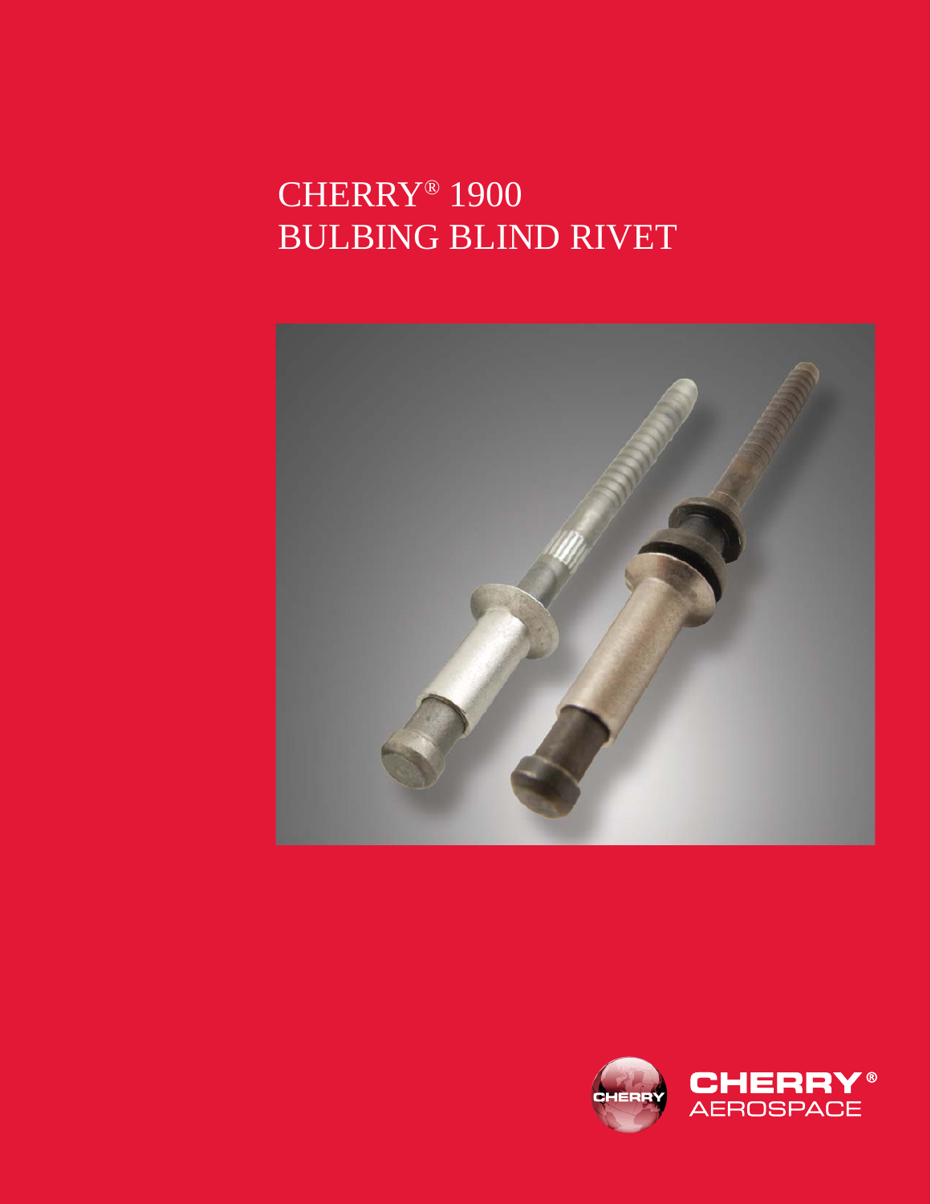# CHERRY® 1900 BULBING BLIND RIVET

CHERRY® AEROSPACE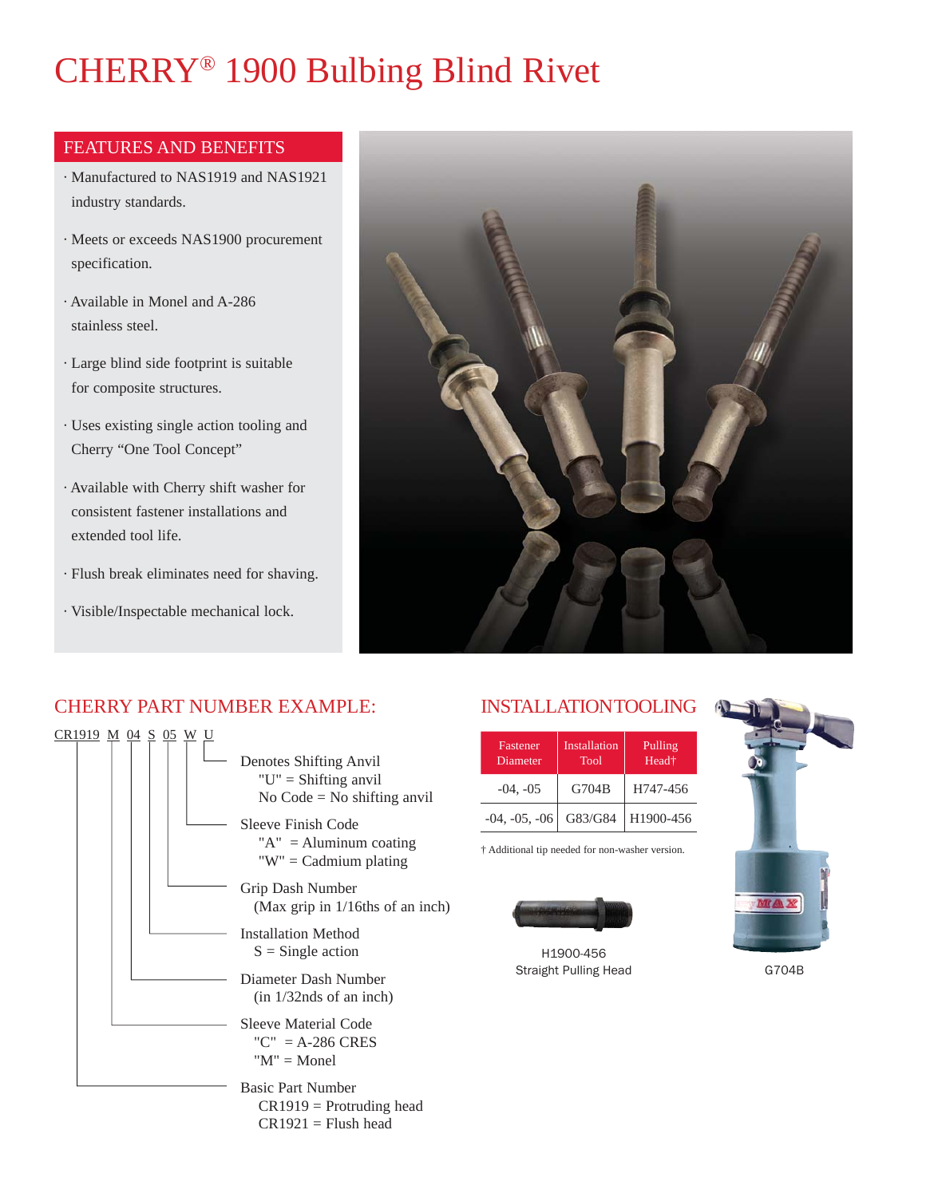# CHERRY® 1900 Bulbing Blind Rivet

## FEATURES AND BENEFITS

- Manufactured to NAS1919 and NAS1921 industry standards.
- Meets or exceeds NAS1900 procurement specification.
- Available in Monel and A-286 stainless steel.
- Large blind side footprint is suitable for composite structures.
- Uses existing single action tooling and Cherry "One Tool Concept"
- Available with Cherry shift washer for consistent fastener installations and extended tool life.
- Flush break eliminates need for shaving.
- Visible/Inspectable mechanical lock.

## CHERRY PART NUMBER EXAMPLE:

CR1919 M 04 S 05 W U

- **U** — Denotes Shifting Anvil
  - "U" = Shifting anvil
  - No Code = No shifting anvil
- **W** — Sleeve Finish Code
  - "A" = Aluminum coating
  - "W" = Cadmium plating
- **05** — Grip Dash Number
  - (Max grip in 1/16ths of an inch)
- **S** — Installation Method
  - S = Single action
- **04** — Diameter Dash Number
  - (in 1/32nds of an inch)
- **M** — Sleeve Material Code
  - "C" = A-286 CRES
  - "M" = Monel
- **CR1919** — Basic Part Number
  - CR1919 = Protruding head
  - CR1921 = Flush head

## INSTALLATION TOOLING

| Fastener Diameter | Installation Tool | Pulling Head† |
|---|---|---|
| -04, -05 | G704B | H747-456 |
| -04, -05, -06 | G83/G84 | H1900-456 |

† Additional tip needed for non-washer version.

H1900-456
Straight Pulling Head

G704B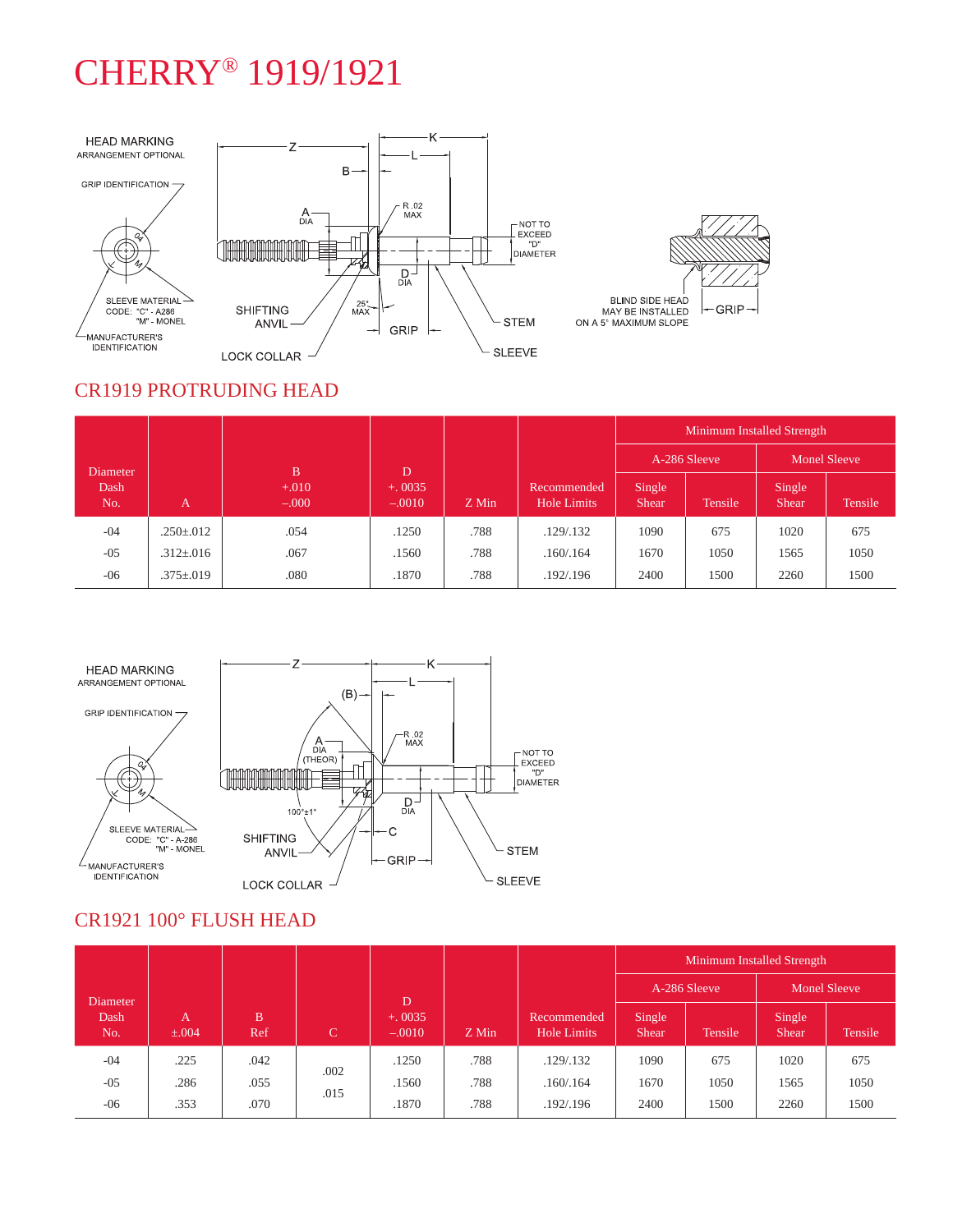# CHERRY® 1919/1921

## CR1919 PROTRUDING HEAD

| Diameter Dash No. | A | B +.010 –.000 | D +.0035 –.0010 | Z Min | Recommended Hole Limits | Minimum Installed Strength | | | |
|---|---|---|---|---|---|---|---|---|---|
| | | | | | | A-286 Sleeve | | Monel Sleeve | |
| | | | | | | Single Shear | Tensile | Single Shear | Tensile |
| -04 | .250±.012 | .054 | .1250 | .788 | .129/.132 | 1090 | 675 | 1020 | 675 |
| -05 | .312±.016 | .067 | .1560 | .788 | .160/.164 | 1670 | 1050 | 1565 | 1050 |
| -06 | .375±.019 | .080 | .1870 | .788 | .192/.196 | 2400 | 1500 | 2260 | 1500 |

## CR1921 100° FLUSH HEAD

| Diameter Dash No. | A ±.004 | B Ref | C | D +.0035 –.0010 | Z Min | Recommended Hole Limits | Minimum Installed Strength | | | |
|---|---|---|---|---|---|---|---|---|---|---|
| | | | | | | | A-286 Sleeve | | Monel Sleeve | |
| | | | | | | | Single Shear | Tensile | Single Shear | Tensile |
| -04 | .225 | .042 | .002 | .1250 | .788 | .129/.132 | 1090 | 675 | 1020 | 675 |
| -05 | .286 | .055 | .015 | .1560 | .788 | .160/.164 | 1670 | 1050 | 1565 | 1050 |
| -06 | .353 | .070 | | .1870 | .788 | .192/.196 | 2400 | 1500 | 2260 | 1500 |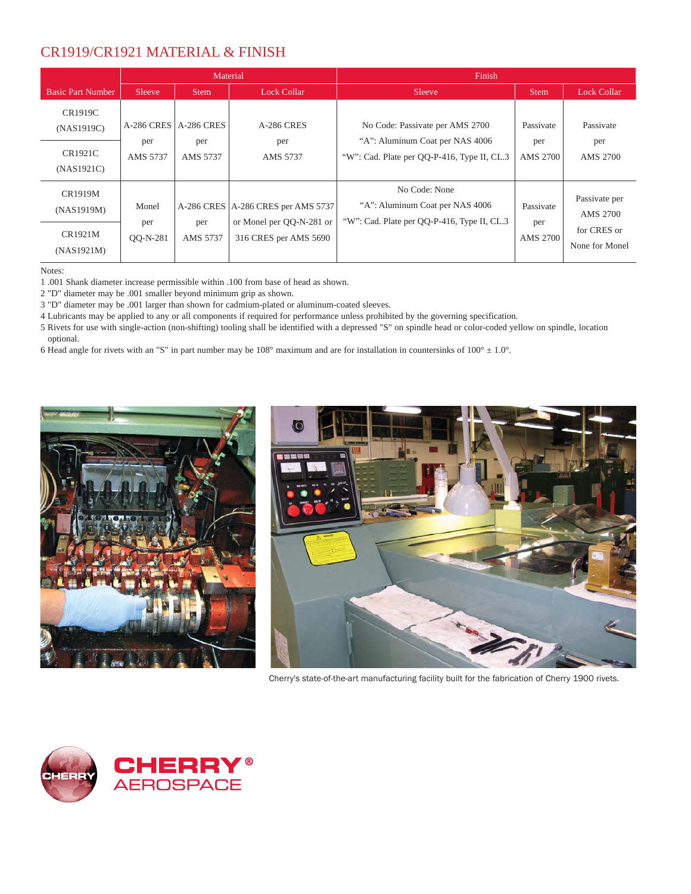# CR1919/CR1921 MATERIAL & FINISH

| Basic Part Number | Material | | | Finish | | |
|---|---|---|---|---|---|---|
| | Sleeve | Stem | Lock Collar | Sleeve | Stem | Lock Collar |
| CR1919C (NAS1919C) / CR1921C (NAS1921C) | A-286 CRES per AMS 5737 | A-286 CRES per AMS 5737 | A-286 CRES per AMS 5737 | No Code: Passivate per AMS 2700<br>"A": Aluminum Coat per NAS 4006<br>"W": Cad. Plate per QQ-P-416, Type II, CL.3 | Passivate per AMS 2700 | Passivate per AMS 2700 |
| CR1919M (NAS1919M) / CR1921M (NAS1921M) | Monel per QQ-N-281 | A-286 CRES per AMS 5737 | A-286 CRES per AMS 5737 or Monel per QQ-N-281 or 316 CRES per AMS 5690 | No Code: None<br>"A": Aluminum Coat per NAS 4006<br>"W": Cad. Plate per QQ-P-416, Type II, CL.3 | Passivate per AMS 2700 | Passivate per AMS 2700 for CRES or None for Monel |

Notes:

1 .001 Shank diameter increase permissible within .100 from base of head as shown.
2 "D" diameter may be .001 smaller beyond minimum grip as shown.
3 "D" diameter may be .001 larger than shown for cadmium-plated or aluminum-coated sleeves.
4 Lubricants may be applied to any or all components if required for performance unless prohibited by the governing specification.
5 Rivets for use with single-action (non-shifting) tooling shall be identified with a depressed "S" on spindle head or color-coded yellow on spindle, location optional.
6 Head angle for rivets with an "S" in part number may be 108° maximum and are for installation in countersinks of 100° ± 1.0°.

Cherry's state-of-the-art manufacturing facility built for the fabrication of Cherry 1900 rivets.

CHERRY® AEROSPACE